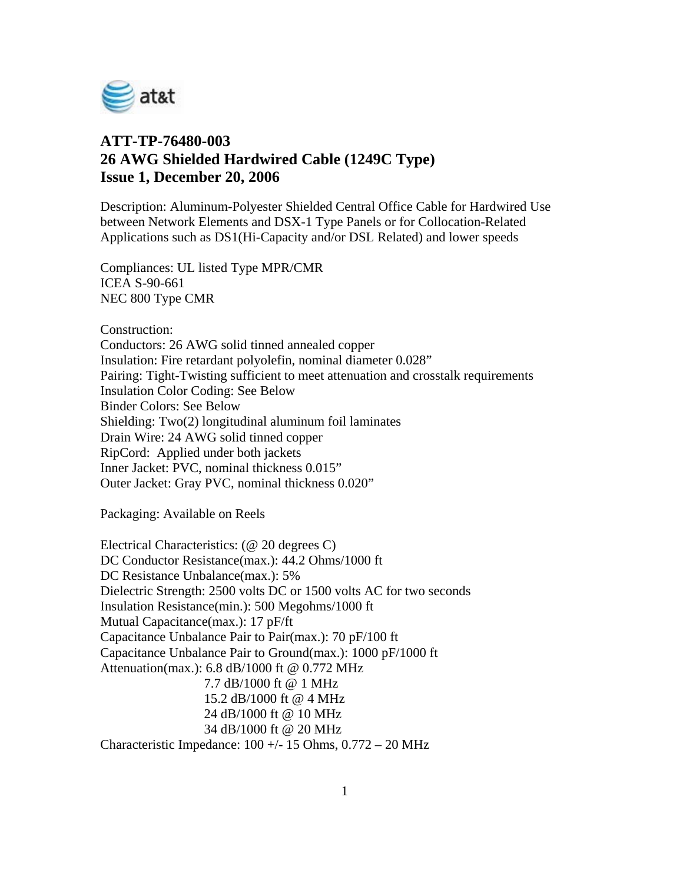# ATT-TP-76480-003
# 26 AWG Shielded Hardwired Cable (1249C Type)
# Issue 1, December 20, 2006

Description: Aluminum-Polyester Shielded Central Office Cable for Hardwired Use between Network Elements and DSX-1 Type Panels or for Collocation-Related Applications such as DS1(Hi-Capacity and/or DSL Related) and lower speeds

Compliances: UL listed Type MPR/CMR
ICEA S-90-661
NEC 800 Type CMR

Construction:
Conductors: 26 AWG solid tinned annealed copper
Insulation: Fire retardant polyolefin, nominal diameter 0.028"
Pairing: Tight-Twisting sufficient to meet attenuation and crosstalk requirements
Insulation Color Coding: See Below
Binder Colors: See Below
Shielding: Two(2) longitudinal aluminum foil laminates
Drain Wire: 24 AWG solid tinned copper
RipCord: Applied under both jackets
Inner Jacket: PVC, nominal thickness 0.015"
Outer Jacket: Gray PVC, nominal thickness 0.020"

Packaging: Available on Reels

Electrical Characteristics: (@ 20 degrees C)
DC Conductor Resistance(max.): 44.2 Ohms/1000 ft
DC Resistance Unbalance(max.): 5%
Dielectric Strength: 2500 volts DC or 1500 volts AC for two seconds
Insulation Resistance(min.): 500 Megohms/1000 ft
Mutual Capacitance(max.): 17 pF/ft
Capacitance Unbalance Pair to Pair(max.): 70 pF/100 ft
Capacitance Unbalance Pair to Ground(max.): 1000 pF/1000 ft
Attenuation(max.): 6.8 dB/1000 ft @ 0.772 MHz
7.7 dB/1000 ft @ 1 MHz
15.2 dB/1000 ft @ 4 MHz
24 dB/1000 ft @ 10 MHz
34 dB/1000 ft @ 20 MHz
Characteristic Impedance: 100 +/- 15 Ohms, 0.772 – 20 MHz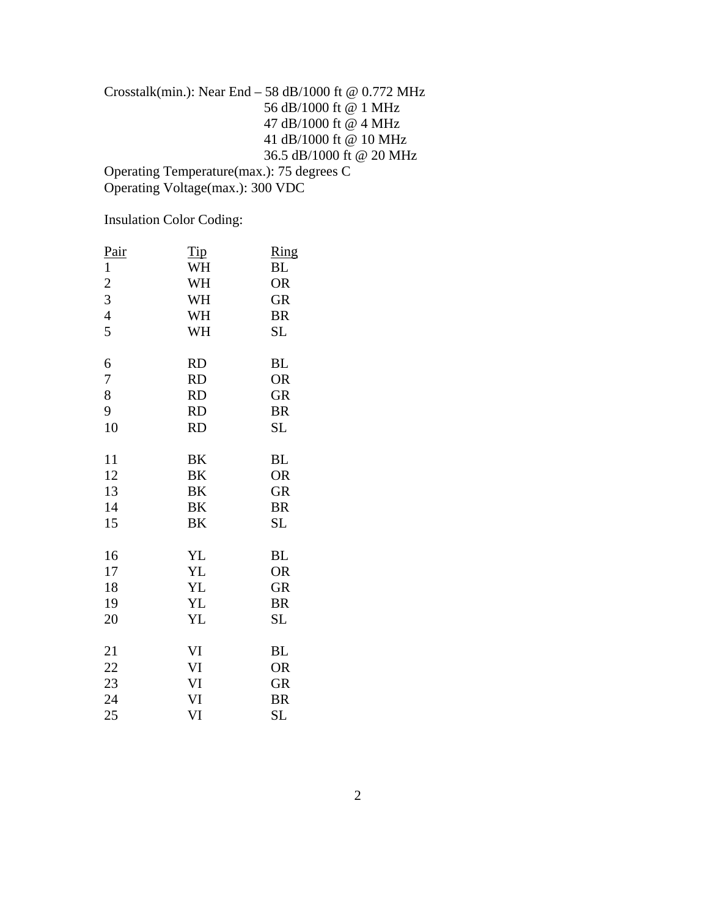Crosstalk(min.): Near End – 58 dB/1000 ft @ 0.772 MHz
56 dB/1000 ft @ 1 MHz
47 dB/1000 ft @ 4 MHz
41 dB/1000 ft @ 10 MHz
36.5 dB/1000 ft @ 20 MHz
Operating Temperature(max.): 75 degrees C
Operating Voltage(max.): 300 VDC

Insulation Color Coding:

| Pair | Tip | Ring |
|---|---|---|
| 1 | WH | BL |
| 2 | WH | OR |
| 3 | WH | GR |
| 4 | WH | BR |
| 5 | WH | SL |
| 6 | RD | BL |
| 7 | RD | OR |
| 8 | RD | GR |
| 9 | RD | BR |
| 10 | RD | SL |
| 11 | BK | BL |
| 12 | BK | OR |
| 13 | BK | GR |
| 14 | BK | BR |
| 15 | BK | SL |
| 16 | YL | BL |
| 17 | YL | OR |
| 18 | YL | GR |
| 19 | YL | BR |
| 20 | YL | SL |
| 21 | VI | BL |
| 22 | VI | OR |
| 23 | VI | GR |
| 24 | VI | BR |
| 25 | VI | SL |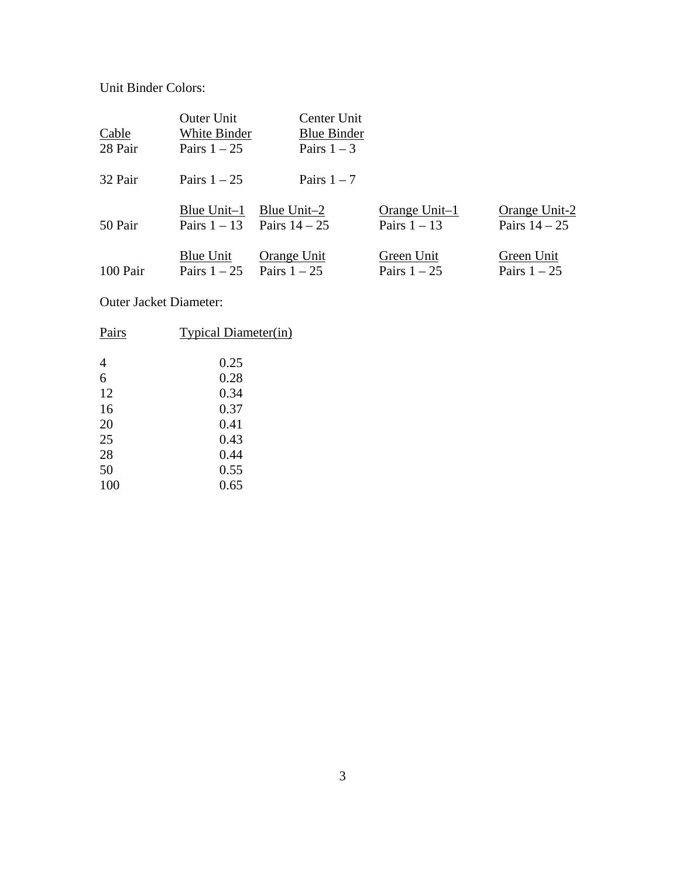Unit Binder Colors:

| Cable | Outer Unit White Binder | Center Unit Blue Binder | | |
|---|---|---|---|---|
| 28 Pair | Pairs 1 – 25 | Pairs 1 – 3 | | |
| 32 Pair | Pairs 1 – 25 | Pairs 1 – 7 | | |
| | Blue Unit–1 | Blue Unit–2 | Orange Unit–1 | Orange Unit-2 |
| 50 Pair | Pairs 1 – 13 | Pairs 14 – 25 | Pairs 1 – 13 | Pairs 14 – 25 |
| | Blue Unit | Orange Unit | Green Unit | Green Unit |
| 100 Pair | Pairs 1 – 25 | Pairs 1 – 25 | Pairs 1 – 25 | Pairs 1 – 25 |

Outer Jacket Diameter:

| Pairs | Typical Diameter(in) |
|---|---|
| 4 | 0.25 |
| 6 | 0.28 |
| 12 | 0.34 |
| 16 | 0.37 |
| 20 | 0.41 |
| 25 | 0.43 |
| 28 | 0.44 |
| 50 | 0.55 |
| 100 | 0.65 |